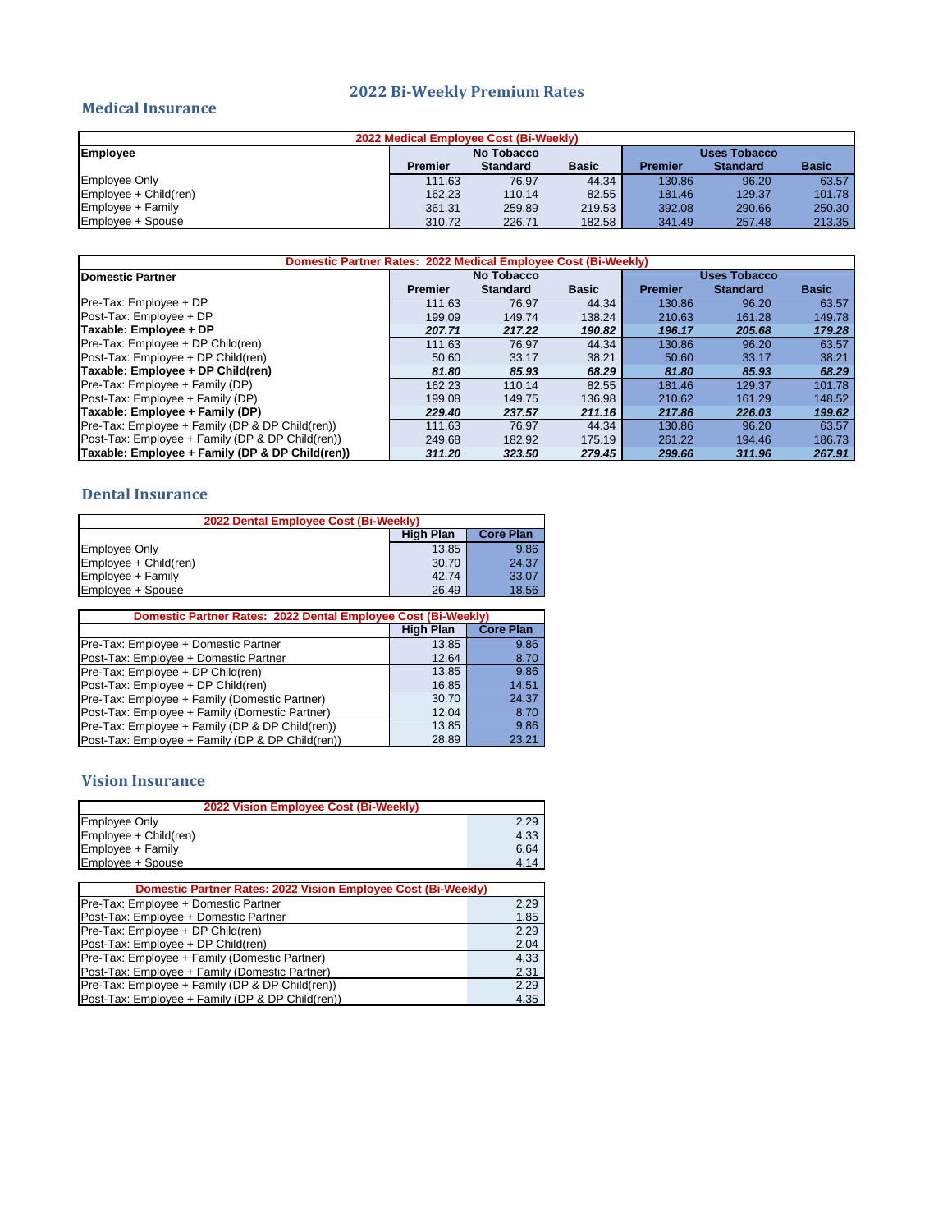# 2022 Bi-Weekly Premium Rates

## Medical Insurance

| 2022 Medical Employee Cost (Bi-Weekly) | | | | | | |
|---|---|---|---|---|---|---|
| **Employee** | **No Tobacco** | | | **Uses Tobacco** | | |
| | **Premier** | **Standard** | **Basic** | **Premier** | **Standard** | **Basic** |
| Employee Only | 111.63 | 76.97 | 44.34 | 130.86 | 96.20 | 63.57 |
| Employee + Child(ren) | 162.23 | 110.14 | 82.55 | 181.46 | 129.37 | 101.78 |
| Employee + Family | 361.31 | 259.89 | 219.53 | 392.08 | 290.66 | 250.30 |
| Employee + Spouse | 310.72 | 226.71 | 182.58 | 341.49 | 257.48 | 213.35 |

| Domestic Partner Rates: 2022 Medical Employee Cost (Bi-Weekly) | | | | | | |
|---|---|---|---|---|---|---|
| **Domestic Partner** | **No Tobacco** | | | **Uses Tobacco** | | |
| | **Premier** | **Standard** | **Basic** | **Premier** | **Standard** | **Basic** |
| Pre-Tax: Employee + DP | 111.63 | 76.97 | 44.34 | 130.86 | 96.20 | 63.57 |
| Post-Tax: Employee + DP | 199.09 | 149.74 | 138.24 | 210.63 | 161.28 | 149.78 |
| **Taxable: Employee + DP** | ***207.71*** | ***217.22*** | ***190.82*** | ***196.17*** | ***205.68*** | ***179.28*** |
| Pre-Tax: Employee + DP Child(ren) | 111.63 | 76.97 | 44.34 | 130.86 | 96.20 | 63.57 |
| Post-Tax: Employee + DP Child(ren) | 50.60 | 33.17 | 38.21 | 50.60 | 33.17 | 38.21 |
| **Taxable: Employee + DP Child(ren)** | ***81.80*** | ***85.93*** | ***68.29*** | ***81.80*** | ***85.93*** | ***68.29*** |
| Pre-Tax: Employee + Family (DP) | 162.23 | 110.14 | 82.55 | 181.46 | 129.37 | 101.78 |
| Post-Tax: Employee + Family (DP) | 199.08 | 149.75 | 136.98 | 210.62 | 161.29 | 148.52 |
| **Taxable: Employee + Family (DP)** | ***229.40*** | ***237.57*** | ***211.16*** | ***217.86*** | ***226.03*** | ***199.62*** |
| Pre-Tax: Employee + Family (DP & DP Child(ren)) | 111.63 | 76.97 | 44.34 | 130.86 | 96.20 | 63.57 |
| Post-Tax: Employee + Family (DP & DP Child(ren)) | 249.68 | 182.92 | 175.19 | 261.22 | 194.46 | 186.73 |
| **Taxable: Employee + Family (DP & DP Child(ren))** | ***311.20*** | ***323.50*** | ***279.45*** | ***299.66*** | ***311.96*** | ***267.91*** |

## Dental Insurance

| 2022 Dental Employee Cost (Bi-Weekly) | | |
|---|---|---|
| | **High Plan** | **Core Plan** |
| Employee Only | 13.85 | 9.86 |
| Employee + Child(ren) | 30.70 | 24.37 |
| Employee + Family | 42.74 | 33.07 |
| Employee + Spouse | 26.49 | 18.56 |

| Domestic Partner Rates: 2022 Dental Employee Cost (Bi-Weekly) | | |
|---|---|---|
| | **High Plan** | **Core Plan** |
| Pre-Tax: Employee + Domestic Partner | 13.85 | 9.86 |
| Post-Tax: Employee + Domestic Partner | 12.64 | 8.70 |
| Pre-Tax: Employee + DP Child(ren) | 13.85 | 9.86 |
| Post-Tax: Employee + DP Child(ren) | 16.85 | 14.51 |
| Pre-Tax: Employee + Family (Domestic Partner) | 30.70 | 24.37 |
| Post-Tax: Employee + Family (Domestic Partner) | 12.04 | 8.70 |
| Pre-Tax: Employee + Family (DP & DP Child(ren)) | 13.85 | 9.86 |
| Post-Tax: Employee + Family (DP & DP Child(ren)) | 28.89 | 23.21 |

## Vision Insurance

| 2022 Vision Employee Cost (Bi-Weekly) | |
|---|---|
| Employee Only | 2.29 |
| Employee + Child(ren) | 4.33 |
| Employee + Family | 6.64 |
| Employee + Spouse | 4.14 |

| Domestic Partner Rates: 2022 Vision Employee Cost (Bi-Weekly) | |
|---|---|
| Pre-Tax: Employee + Domestic Partner | 2.29 |
| Post-Tax: Employee + Domestic Partner | 1.85 |
| Pre-Tax: Employee + DP Child(ren) | 2.29 |
| Post-Tax: Employee + DP Child(ren) | 2.04 |
| Pre-Tax: Employee + Family (Domestic Partner) | 4.33 |
| Post-Tax: Employee + Family (Domestic Partner) | 2.31 |
| Pre-Tax: Employee + Family (DP & DP Child(ren)) | 2.29 |
| Post-Tax: Employee + Family (DP & DP Child(ren)) | 4.35 |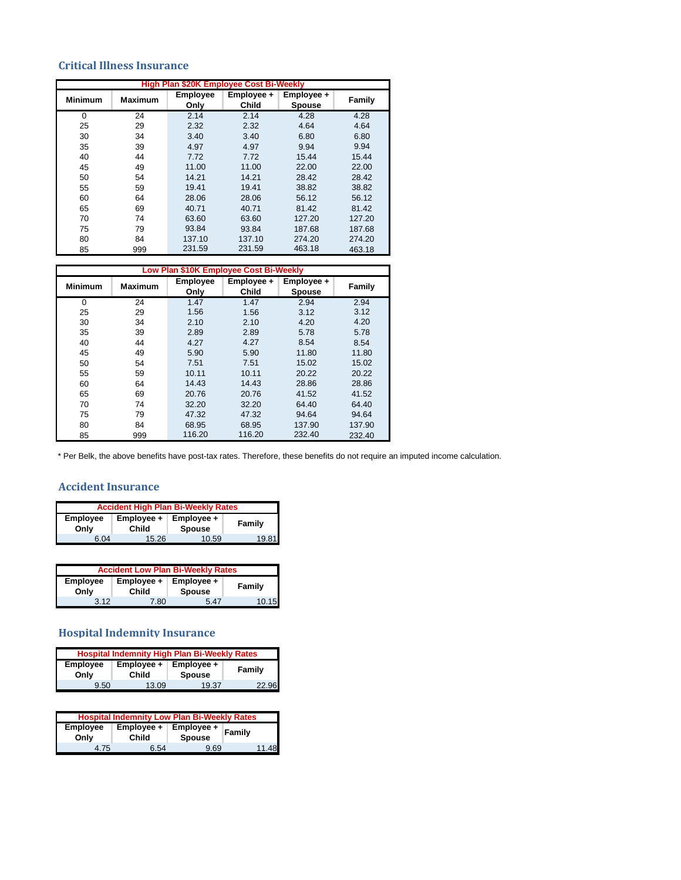## Critical Illness Insurance

| High Plan $20K Employee Cost Bi-Weekly | | | | | |
|---|---|---|---|---|---|
| Minimum | Maximum | Employee Only | Employee + Child | Employee + Spouse | Family |
| 0 | 24 | 2.14 | 2.14 | 4.28 | 4.28 |
| 25 | 29 | 2.32 | 2.32 | 4.64 | 4.64 |
| 30 | 34 | 3.40 | 3.40 | 6.80 | 6.80 |
| 35 | 39 | 4.97 | 4.97 | 9.94 | 9.94 |
| 40 | 44 | 7.72 | 7.72 | 15.44 | 15.44 |
| 45 | 49 | 11.00 | 11.00 | 22.00 | 22.00 |
| 50 | 54 | 14.21 | 14.21 | 28.42 | 28.42 |
| 55 | 59 | 19.41 | 19.41 | 38.82 | 38.82 |
| 60 | 64 | 28.06 | 28.06 | 56.12 | 56.12 |
| 65 | 69 | 40.71 | 40.71 | 81.42 | 81.42 |
| 70 | 74 | 63.60 | 63.60 | 127.20 | 127.20 |
| 75 | 79 | 93.84 | 93.84 | 187.68 | 187.68 |
| 80 | 84 | 137.10 | 137.10 | 274.20 | 274.20 |
| 85 | 999 | 231.59 | 231.59 | 463.18 | 463.18 |

| Low Plan $10K Employee Cost Bi-Weekly | | | | | |
|---|---|---|---|---|---|
| Minimum | Maximum | Employee Only | Employee + Child | Employee + Spouse | Family |
| 0 | 24 | 1.47 | 1.47 | 2.94 | 2.94 |
| 25 | 29 | 1.56 | 1.56 | 3.12 | 3.12 |
| 30 | 34 | 2.10 | 2.10 | 4.20 | 4.20 |
| 35 | 39 | 2.89 | 2.89 | 5.78 | 5.78 |
| 40 | 44 | 4.27 | 4.27 | 8.54 | 8.54 |
| 45 | 49 | 5.90 | 5.90 | 11.80 | 11.80 |
| 50 | 54 | 7.51 | 7.51 | 15.02 | 15.02 |
| 55 | 59 | 10.11 | 10.11 | 20.22 | 20.22 |
| 60 | 64 | 14.43 | 14.43 | 28.86 | 28.86 |
| 65 | 69 | 20.76 | 20.76 | 41.52 | 41.52 |
| 70 | 74 | 32.20 | 32.20 | 64.40 | 64.40 |
| 75 | 79 | 47.32 | 47.32 | 94.64 | 94.64 |
| 80 | 84 | 68.95 | 68.95 | 137.90 | 137.90 |
| 85 | 999 | 116.20 | 116.20 | 232.40 | 232.40 |

* Per Belk, the above benefits have post-tax rates. Therefore, these benefits do not require an imputed income calculation.

## Accident Insurance

| Accident High Plan Bi-Weekly Rates | | | |
|---|---|---|---|
| Employee Only | Employee + Child | Employee + Spouse | Family |
| 6.04 | 15.26 | 10.59 | 19.81 |

| Accident Low Plan Bi-Weekly Rates | | | |
|---|---|---|---|
| Employee Only | Employee + Child | Employee + Spouse | Family |
| 3.12 | 7.80 | 5.47 | 10.15 |

## Hospital Indemnity Insurance

| Hospital Indemnity High Plan Bi-Weekly Rates | | | |
|---|---|---|---|
| Employee Only | Employee + Child | Employee + Spouse | Family |
| 9.50 | 13.09 | 19.37 | 22.96 |

| Hospital Indemnity Low Plan Bi-Weekly Rates | | | |
|---|---|---|---|
| Employee Only | Employee + Child | Employee + Spouse | Family |
| 4.75 | 6.54 | 9.69 | 11.48 |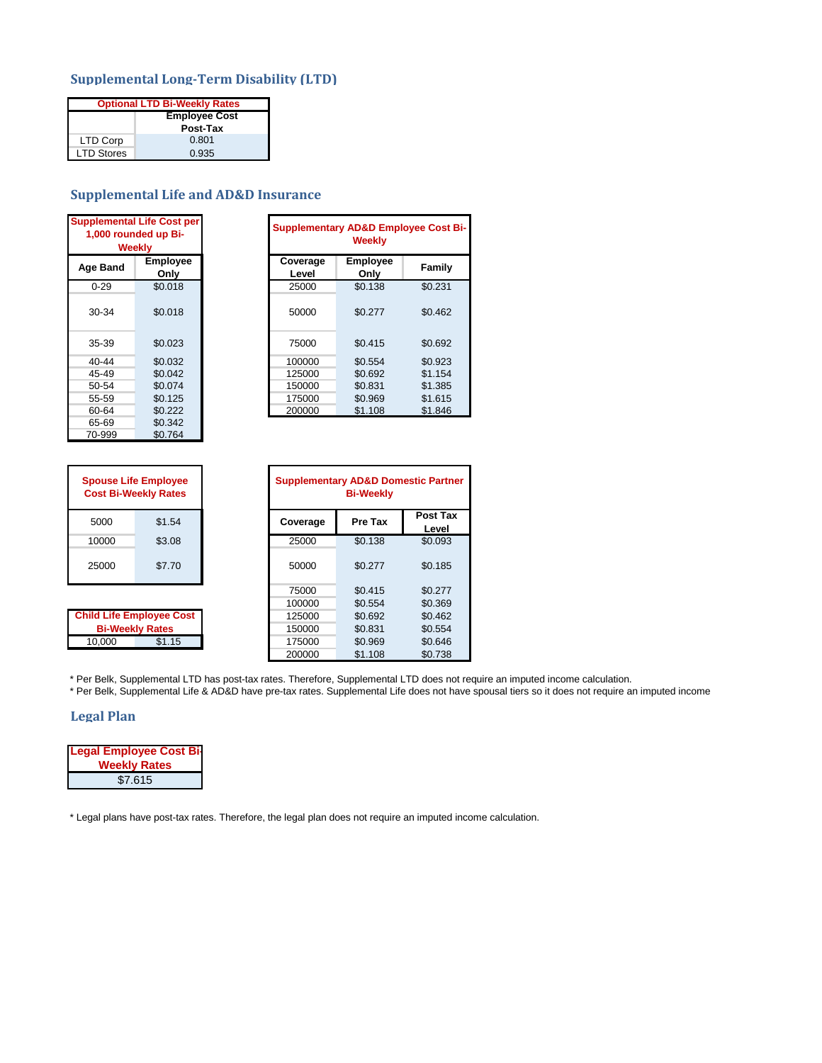## Supplemental Long-Term Disability (LTD)

| Optional LTD Bi-Weekly Rates | |
|---|---|
| | Employee Cost Post-Tax |
| LTD Corp | 0.801 |
| LTD Stores | 0.935 |

## Supplemental Life and AD&D Insurance

| Supplemental Life Cost per 1,000 rounded up Bi-Weekly | |
|---|---|
| Age Band | Employee Only |
| 0-29 | $0.018 |
| 30-34 | $0.018 |
| 35-39 | $0.023 |
| 40-44 | $0.032 |
| 45-49 | $0.042 |
| 50-54 | $0.074 |
| 55-59 | $0.125 |
| 60-64 | $0.222 |
| 65-69 | $0.342 |
| 70-999 | $0.764 |

| Supplementary AD&D Employee Cost Bi-Weekly | | |
|---|---|---|
| Coverage Level | Employee Only | Family |
| 25000 | $0.138 | $0.231 |
| 50000 | $0.277 | $0.462 |
| 75000 | $0.415 | $0.692 |
| 100000 | $0.554 | $0.923 |
| 125000 | $0.692 | $1.154 |
| 150000 | $0.831 | $1.385 |
| 175000 | $0.969 | $1.615 |
| 200000 | $1.108 | $1.846 |

| Spouse Life Employee Cost Bi-Weekly Rates | |
|---|---|
| 5000 | $1.54 |
| 10000 | $3.08 |
| 25000 | $7.70 |

| Child Life Employee Cost Bi-Weekly Rates | |
|---|---|
| 10,000 | $1.15 |

| Supplementary AD&D Domestic Partner Bi-Weekly | | |
|---|---|---|
| Coverage | Pre Tax | Post Tax Level |
| 25000 | $0.138 | $0.093 |
| 50000 | $0.277 | $0.185 |
| 75000 | $0.415 | $0.277 |
| 100000 | $0.554 | $0.369 |
| 125000 | $0.692 | $0.462 |
| 150000 | $0.831 | $0.554 |
| 175000 | $0.969 | $0.646 |
| 200000 | $1.108 | $0.738 |

* Per Belk, Supplemental LTD has post-tax rates. Therefore, Supplemental LTD does not require an imputed income calculation.
* Per Belk, Supplemental Life & AD&D have pre-tax rates. Supplemental Life does not have spousal tiers so it does not require an imputed income

## Legal Plan

| Legal Employee Cost Bi-Weekly Rates |
|---|
| $7.615 |

* Legal plans have post-tax rates. Therefore, the legal plan does not require an imputed income calculation.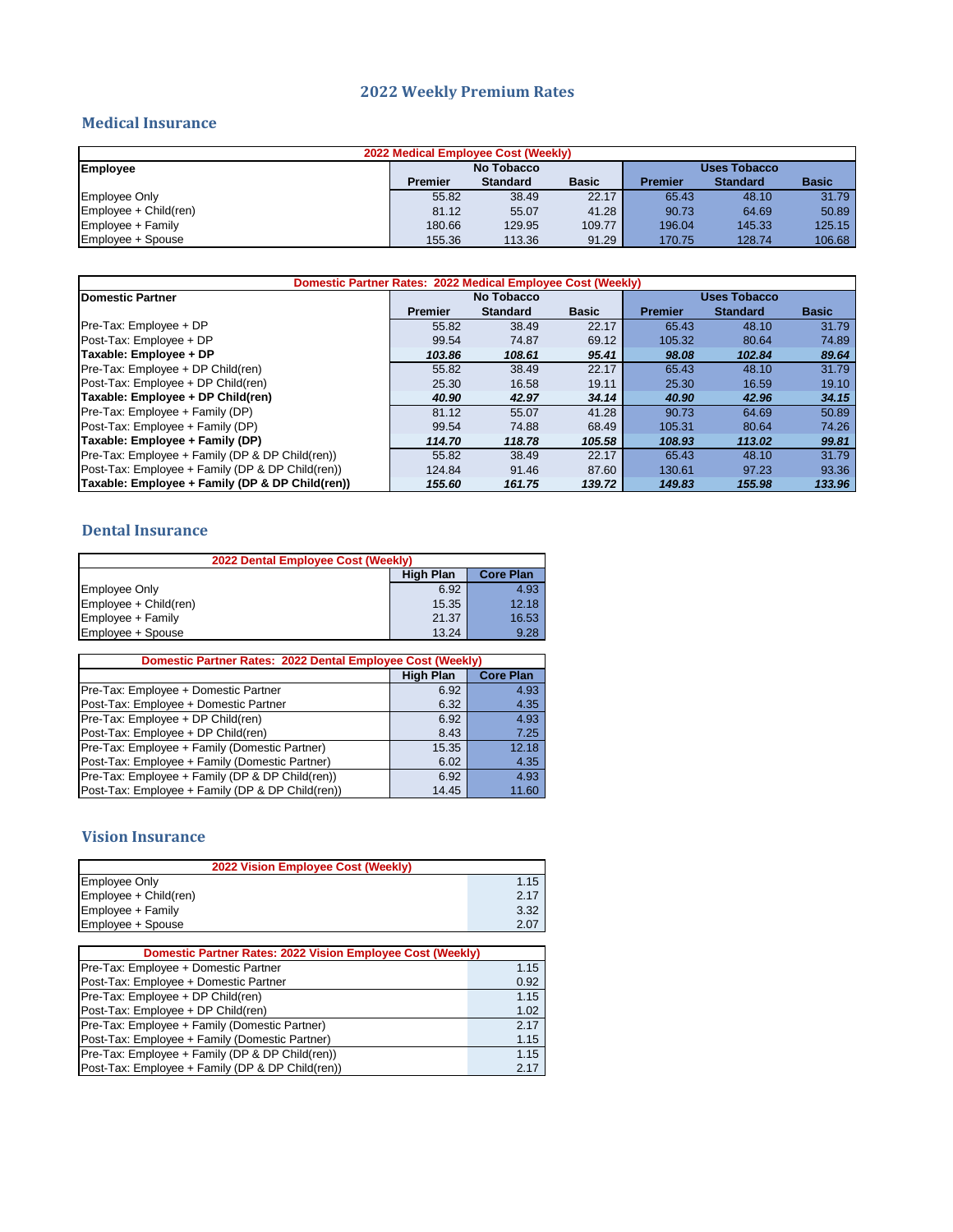# 2022 Weekly Premium Rates

## Medical Insurance

| 2022 Medical Employee Cost (Weekly) | | | | | | |
|---|---|---|---|---|---|---|
| **Employee** | **No Tobacco** | | | **Uses Tobacco** | | |
| | **Premier** | **Standard** | **Basic** | **Premier** | **Standard** | **Basic** |
| Employee Only | 55.82 | 38.49 | 22.17 | 65.43 | 48.10 | 31.79 |
| Employee + Child(ren) | 81.12 | 55.07 | 41.28 | 90.73 | 64.69 | 50.89 |
| Employee + Family | 180.66 | 129.95 | 109.77 | 196.04 | 145.33 | 125.15 |
| Employee + Spouse | 155.36 | 113.36 | 91.29 | 170.75 | 128.74 | 106.68 |

| Domestic Partner Rates: 2022 Medical Employee Cost (Weekly) | | | | | | |
|---|---|---|---|---|---|---|
| **Domestic Partner** | **No Tobacco** | | | **Uses Tobacco** | | |
| | **Premier** | **Standard** | **Basic** | **Premier** | **Standard** | **Basic** |
| Pre-Tax: Employee + DP | 55.82 | 38.49 | 22.17 | 65.43 | 48.10 | 31.79 |
| Post-Tax: Employee + DP | 99.54 | 74.87 | 69.12 | 105.32 | 80.64 | 74.89 |
| **Taxable: Employee + DP** | ***103.86*** | ***108.61*** | ***95.41*** | ***98.08*** | ***102.84*** | ***89.64*** |
| Pre-Tax: Employee + DP Child(ren) | 55.82 | 38.49 | 22.17 | 65.43 | 48.10 | 31.79 |
| Post-Tax: Employee + DP Child(ren) | 25.30 | 16.58 | 19.11 | 25.30 | 16.59 | 19.10 |
| **Taxable: Employee + DP Child(ren)** | ***40.90*** | ***42.97*** | ***34.14*** | ***40.90*** | ***42.96*** | ***34.15*** |
| Pre-Tax: Employee + Family (DP) | 81.12 | 55.07 | 41.28 | 90.73 | 64.69 | 50.89 |
| Post-Tax: Employee + Family (DP) | 99.54 | 74.88 | 68.49 | 105.31 | 80.64 | 74.26 |
| **Taxable: Employee + Family (DP)** | ***114.70*** | ***118.78*** | ***105.58*** | ***108.93*** | ***113.02*** | ***99.81*** |
| Pre-Tax: Employee + Family (DP & DP Child(ren)) | 55.82 | 38.49 | 22.17 | 65.43 | 48.10 | 31.79 |
| Post-Tax: Employee + Family (DP & DP Child(ren)) | 124.84 | 91.46 | 87.60 | 130.61 | 97.23 | 93.36 |
| **Taxable: Employee + Family (DP & DP Child(ren))** | ***155.60*** | ***161.75*** | ***139.72*** | ***149.83*** | ***155.98*** | ***133.96*** |

## Dental Insurance

| 2022 Dental Employee Cost (Weekly) | | |
|---|---|---|
| | **High Plan** | **Core Plan** |
| Employee Only | 6.92 | 4.93 |
| Employee + Child(ren) | 15.35 | 12.18 |
| Employee + Family | 21.37 | 16.53 |
| Employee + Spouse | 13.24 | 9.28 |

| Domestic Partner Rates: 2022 Dental Employee Cost (Weekly) | | |
|---|---|---|
| | **High Plan** | **Core Plan** |
| Pre-Tax: Employee + Domestic Partner | 6.92 | 4.93 |
| Post-Tax: Employee + Domestic Partner | 6.32 | 4.35 |
| Pre-Tax: Employee + DP Child(ren) | 6.92 | 4.93 |
| Post-Tax: Employee + DP Child(ren) | 8.43 | 7.25 |
| Pre-Tax: Employee + Family (Domestic Partner) | 15.35 | 12.18 |
| Post-Tax: Employee + Family (Domestic Partner) | 6.02 | 4.35 |
| Pre-Tax: Employee + Family (DP & DP Child(ren)) | 6.92 | 4.93 |
| Post-Tax: Employee + Family (DP & DP Child(ren)) | 14.45 | 11.60 |

## Vision Insurance

| 2022 Vision Employee Cost (Weekly) | |
|---|---|
| Employee Only | 1.15 |
| Employee + Child(ren) | 2.17 |
| Employee + Family | 3.32 |
| Employee + Spouse | 2.07 |

| Domestic Partner Rates: 2022 Vision Employee Cost (Weekly) | |
|---|---|
| Pre-Tax: Employee + Domestic Partner | 1.15 |
| Post-Tax: Employee + Domestic Partner | 0.92 |
| Pre-Tax: Employee + DP Child(ren) | 1.15 |
| Post-Tax: Employee + DP Child(ren) | 1.02 |
| Pre-Tax: Employee + Family (Domestic Partner) | 2.17 |
| Post-Tax: Employee + Family (Domestic Partner) | 1.15 |
| Pre-Tax: Employee + Family (DP & DP Child(ren)) | 1.15 |
| Post-Tax: Employee + Family (DP & DP Child(ren)) | 2.17 |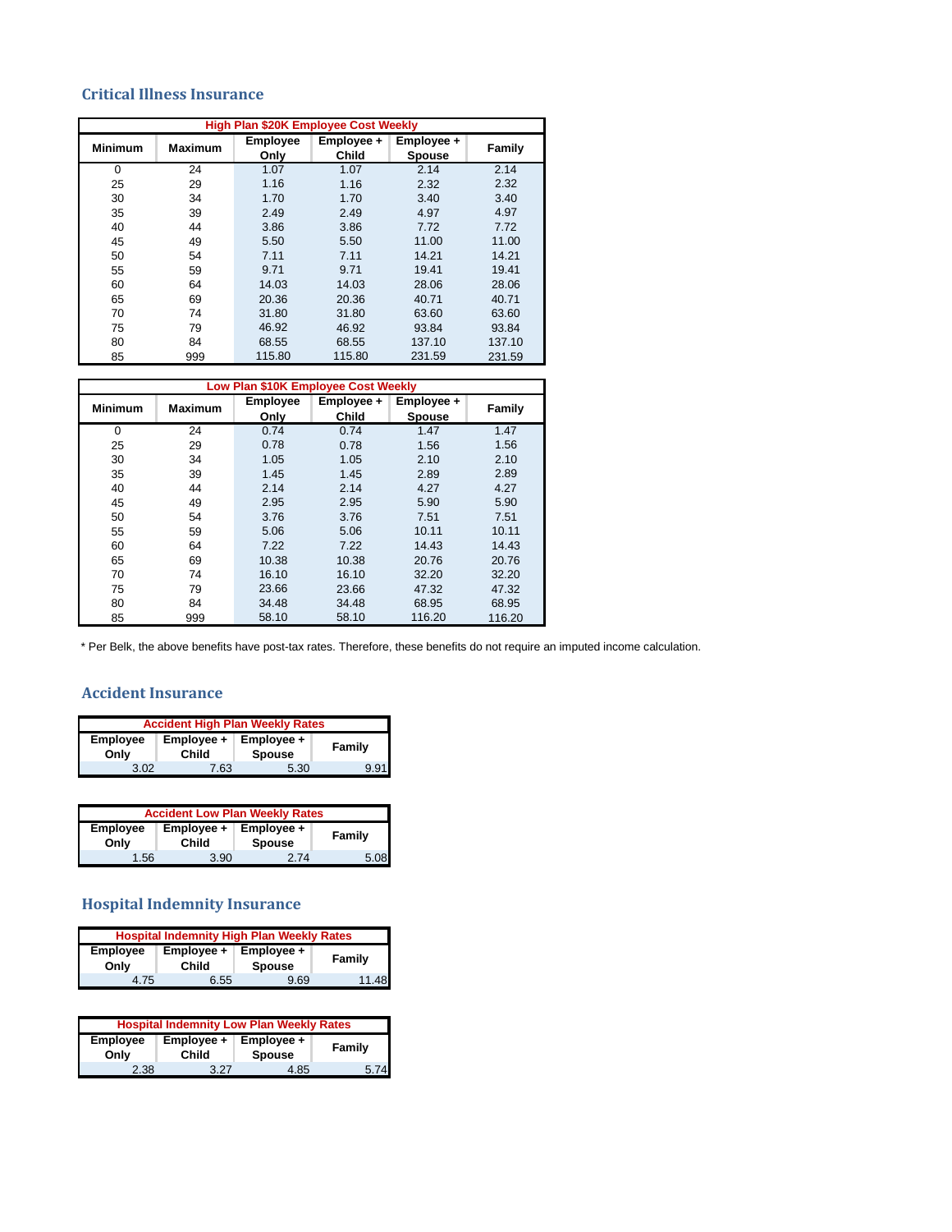## Critical Illness Insurance

| High Plan $20K Employee Cost Weekly | | | | | |
|---|---|---|---|---|---|
| Minimum | Maximum | Employee Only | Employee + Child | Employee + Spouse | Family |
| 0 | 24 | 1.07 | 1.07 | 2.14 | 2.14 |
| 25 | 29 | 1.16 | 1.16 | 2.32 | 2.32 |
| 30 | 34 | 1.70 | 1.70 | 3.40 | 3.40 |
| 35 | 39 | 2.49 | 2.49 | 4.97 | 4.97 |
| 40 | 44 | 3.86 | 3.86 | 7.72 | 7.72 |
| 45 | 49 | 5.50 | 5.50 | 11.00 | 11.00 |
| 50 | 54 | 7.11 | 7.11 | 14.21 | 14.21 |
| 55 | 59 | 9.71 | 9.71 | 19.41 | 19.41 |
| 60 | 64 | 14.03 | 14.03 | 28.06 | 28.06 |
| 65 | 69 | 20.36 | 20.36 | 40.71 | 40.71 |
| 70 | 74 | 31.80 | 31.80 | 63.60 | 63.60 |
| 75 | 79 | 46.92 | 46.92 | 93.84 | 93.84 |
| 80 | 84 | 68.55 | 68.55 | 137.10 | 137.10 |
| 85 | 999 | 115.80 | 115.80 | 231.59 | 231.59 |

| Low Plan $10K Employee Cost Weekly | | | | | |
|---|---|---|---|---|---|
| Minimum | Maximum | Employee Only | Employee + Child | Employee + Spouse | Family |
| 0 | 24 | 0.74 | 0.74 | 1.47 | 1.47 |
| 25 | 29 | 0.78 | 0.78 | 1.56 | 1.56 |
| 30 | 34 | 1.05 | 1.05 | 2.10 | 2.10 |
| 35 | 39 | 1.45 | 1.45 | 2.89 | 2.89 |
| 40 | 44 | 2.14 | 2.14 | 4.27 | 4.27 |
| 45 | 49 | 2.95 | 2.95 | 5.90 | 5.90 |
| 50 | 54 | 3.76 | 3.76 | 7.51 | 7.51 |
| 55 | 59 | 5.06 | 5.06 | 10.11 | 10.11 |
| 60 | 64 | 7.22 | 7.22 | 14.43 | 14.43 |
| 65 | 69 | 10.38 | 10.38 | 20.76 | 20.76 |
| 70 | 74 | 16.10 | 16.10 | 32.20 | 32.20 |
| 75 | 79 | 23.66 | 23.66 | 47.32 | 47.32 |
| 80 | 84 | 34.48 | 34.48 | 68.95 | 68.95 |
| 85 | 999 | 58.10 | 58.10 | 116.20 | 116.20 |

* Per Belk, the above benefits have post-tax rates. Therefore, these benefits do not require an imputed income calculation.

## Accident Insurance

| Accident High Plan Weekly Rates | | | |
|---|---|---|---|
| Employee Only | Employee + Child | Employee + Spouse | Family |
| 3.02 | 7.63 | 5.30 | 9.91 |

| Accident Low Plan Weekly Rates | | | |
|---|---|---|---|
| Employee Only | Employee + Child | Employee + Spouse | Family |
| 1.56 | 3.90 | 2.74 | 5.08 |

## Hospital Indemnity Insurance

| Hospital Indemnity High Plan Weekly Rates | | | |
|---|---|---|---|
| Employee Only | Employee + Child | Employee + Spouse | Family |
| 4.75 | 6.55 | 9.69 | 11.48 |

| Hospital Indemnity Low Plan Weekly Rates | | | |
|---|---|---|---|
| Employee Only | Employee + Child | Employee + Spouse | Family |
| 2.38 | 3.27 | 4.85 | 5.74 |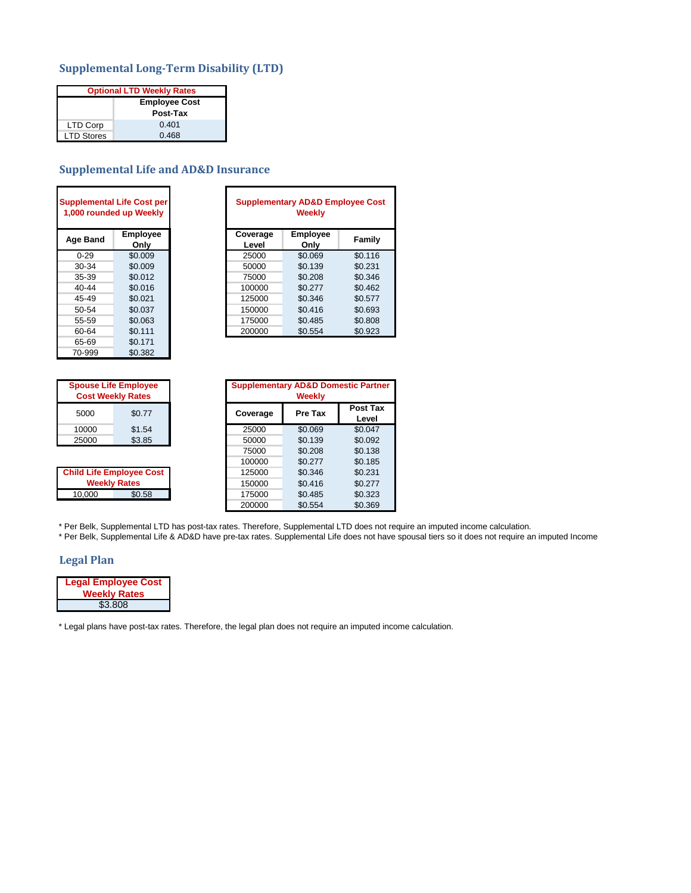## Supplemental Long-Term Disability (LTD)

| Optional LTD Weekly Rates | |
|---|---|
| | Employee Cost Post-Tax |
| LTD Corp | 0.401 |
| LTD Stores | 0.468 |

## Supplemental Life and AD&D Insurance

| Supplemental Life Cost per 1,000 rounded up Weekly | |
|---|---|
| Age Band | Employee Only |
| 0-29 | $0.009 |
| 30-34 | $0.009 |
| 35-39 | $0.012 |
| 40-44 | $0.016 |
| 45-49 | $0.021 |
| 50-54 | $0.037 |
| 55-59 | $0.063 |
| 60-64 | $0.111 |
| 65-69 | $0.171 |
| 70-999 | $0.382 |

| Supplementary AD&D Employee Cost Weekly | | |
|---|---|---|
| Coverage Level | Employee Only | Family |
| 25000 | $0.069 | $0.116 |
| 50000 | $0.139 | $0.231 |
| 75000 | $0.208 | $0.346 |
| 100000 | $0.277 | $0.462 |
| 125000 | $0.346 | $0.577 |
| 150000 | $0.416 | $0.693 |
| 175000 | $0.485 | $0.808 |
| 200000 | $0.554 | $0.923 |

| Spouse Life Employee Cost Weekly Rates | |
|---|---|
| 5000 | $0.77 |
| 10000 | $1.54 |
| 25000 | $3.85 |

| Child Life Employee Cost Weekly Rates | |
|---|---|
| 10,000 | $0.58 |

| Supplementary AD&D Domestic Partner Weekly | | |
|---|---|---|
| Coverage | Pre Tax | Post Tax Level |
| 25000 | $0.069 | $0.047 |
| 50000 | $0.139 | $0.092 |
| 75000 | $0.208 | $0.138 |
| 100000 | $0.277 | $0.185 |
| 125000 | $0.346 | $0.231 |
| 150000 | $0.416 | $0.277 |
| 175000 | $0.485 | $0.323 |
| 200000 | $0.554 | $0.369 |

* Per Belk, Supplemental LTD has post-tax rates. Therefore, Supplemental LTD does not require an imputed income calculation.
* Per Belk, Supplemental Life & AD&D have pre-tax rates. Supplemental Life does not have spousal tiers so it does not require an imputed Income

## Legal Plan

| Legal Employee Cost Weekly Rates |
|---|
| $3.808 |

* Legal plans have post-tax rates. Therefore, the legal plan does not require an imputed income calculation.